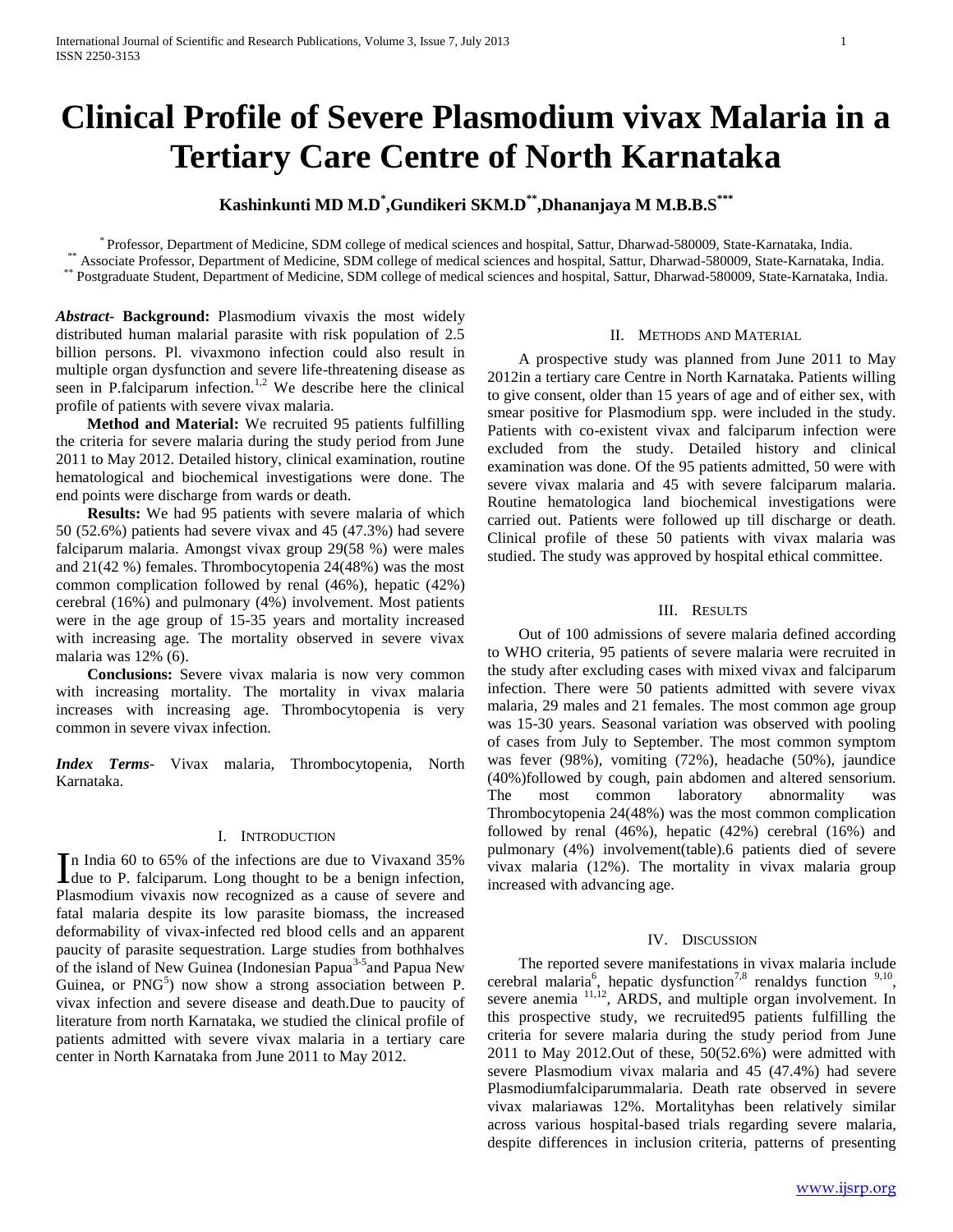# Clinical Profile of Severe Plasmodium vivax Malaria in a Tertiary Care Centre of North Karnataka

**Kashinkunti MD M.D[*],Gundikeri SKM.D[**],Dhananjaya M M.B.B.S[***]**

[*] Professor, Department of Medicine, SDM college of medical sciences and hospital, Sattur, Dharwad-580009, State-Karnataka, India.
[**] Associate Professor, Department of Medicine, SDM college of medical sciences and hospital, Sattur, Dharwad-580009, State-Karnataka, India.
[**] Postgraduate Student, Department of Medicine, SDM college of medical sciences and hospital, Sattur, Dharwad-580009, State-Karnataka, India.

***Abstract*- Background:** Plasmodium vivaxis the most widely distributed human malarial parasite with risk population of 2.5 billion persons. Pl. vivaxmono infection could also result in multiple organ dysfunction and severe life-threatening disease as seen in P.falciparum infection.[1,2] We describe here the clinical profile of patients with severe vivax malaria.

**Method and Material:** We recruited 95 patients fulfilling the criteria for severe malaria during the study period from June 2011 to May 2012. Detailed history, clinical examination, routine hematological and biochemical investigations were done. The end points were discharge from wards or death.

**Results:** We had 95 patients with severe malaria of which 50 (52.6%) patients had severe vivax and 45 (47.3%) had severe falciparum malaria. Amongst vivax group 29(58 %) were males and 21(42 %) females. Thrombocytopenia 24(48%) was the most common complication followed by renal (46%), hepatic (42%) cerebral (16%) and pulmonary (4%) involvement. Most patients were in the age group of 15-35 years and mortality increased with increasing age. The mortality observed in severe vivax malaria was 12% (6).

**Conclusions:** Severe vivax malaria is now very common with increasing mortality. The mortality in vivax malaria increases with increasing age. Thrombocytopenia is very common in severe vivax infection.

***Index Terms*-** Vivax malaria, Thrombocytopenia, North Karnataka.

## I. Introduction

In India 60 to 65% of the infections are due to Vivaxand 35% due to P. falciparum. Long thought to be a benign infection, Plasmodium vivaxis now recognized as a cause of severe and fatal malaria despite its low parasite biomass, the increased deformability of vivax-infected red blood cells and an apparent paucity of parasite sequestration. Large studies from bothhalves of the island of New Guinea (Indonesian Papua[3-5]and Papua New Guinea, or PNG[5]) now show a strong association between P. vivax infection and severe disease and death.Due to paucity of literature from north Karnataka, we studied the clinical profile of patients admitted with severe vivax malaria in a tertiary care center in North Karnataka from June 2011 to May 2012.

## II. Methods and Material

A prospective study was planned from June 2011 to May 2012in a tertiary care Centre in North Karnataka. Patients willing to give consent, older than 15 years of age and of either sex, with smear positive for Plasmodium spp. were included in the study. Patients with co-existent vivax and falciparum infection were excluded from the study. Detailed history and clinical examination was done. Of the 95 patients admitted, 50 were with severe vivax malaria and 45 with severe falciparum malaria. Routine hematologica land biochemical investigations were carried out. Patients were followed up till discharge or death. Clinical profile of these 50 patients with vivax malaria was studied. The study was approved by hospital ethical committee.

## III. Results

Out of 100 admissions of severe malaria defined according to WHO criteria, 95 patients of severe malaria were recruited in the study after excluding cases with mixed vivax and falciparum infection. There were 50 patients admitted with severe vivax malaria, 29 males and 21 females. The most common age group was 15-30 years. Seasonal variation was observed with pooling of cases from July to September. The most common symptom was fever (98%), vomiting (72%), headache (50%), jaundice (40%)followed by cough, pain abdomen and altered sensorium. The most common laboratory abnormality was Thrombocytopenia 24(48%) was the most common complication followed by renal (46%), hepatic (42%) cerebral (16%) and pulmonary (4%) involvement(table).6 patients died of severe vivax malaria (12%). The mortality in vivax malaria group increased with advancing age.

## IV. Discussion

The reported severe manifestations in vivax malaria include cerebral malaria[6], hepatic dysfunction[7,8] renaldys function [9,10], severe anemia [11,12], ARDS, and multiple organ involvement. In this prospective study, we recruited95 patients fulfilling the criteria for severe malaria during the study period from June 2011 to May 2012.Out of these, 50(52.6%) were admitted with severe Plasmodium vivax malaria and 45 (47.4%) had severe Plasmodiumfalciparummalaria. Death rate observed in severe vivax malariawas 12%. Mortalityhas been relatively similar across various hospital-based trials regarding severe malaria, despite differences in inclusion criteria, patterns of presenting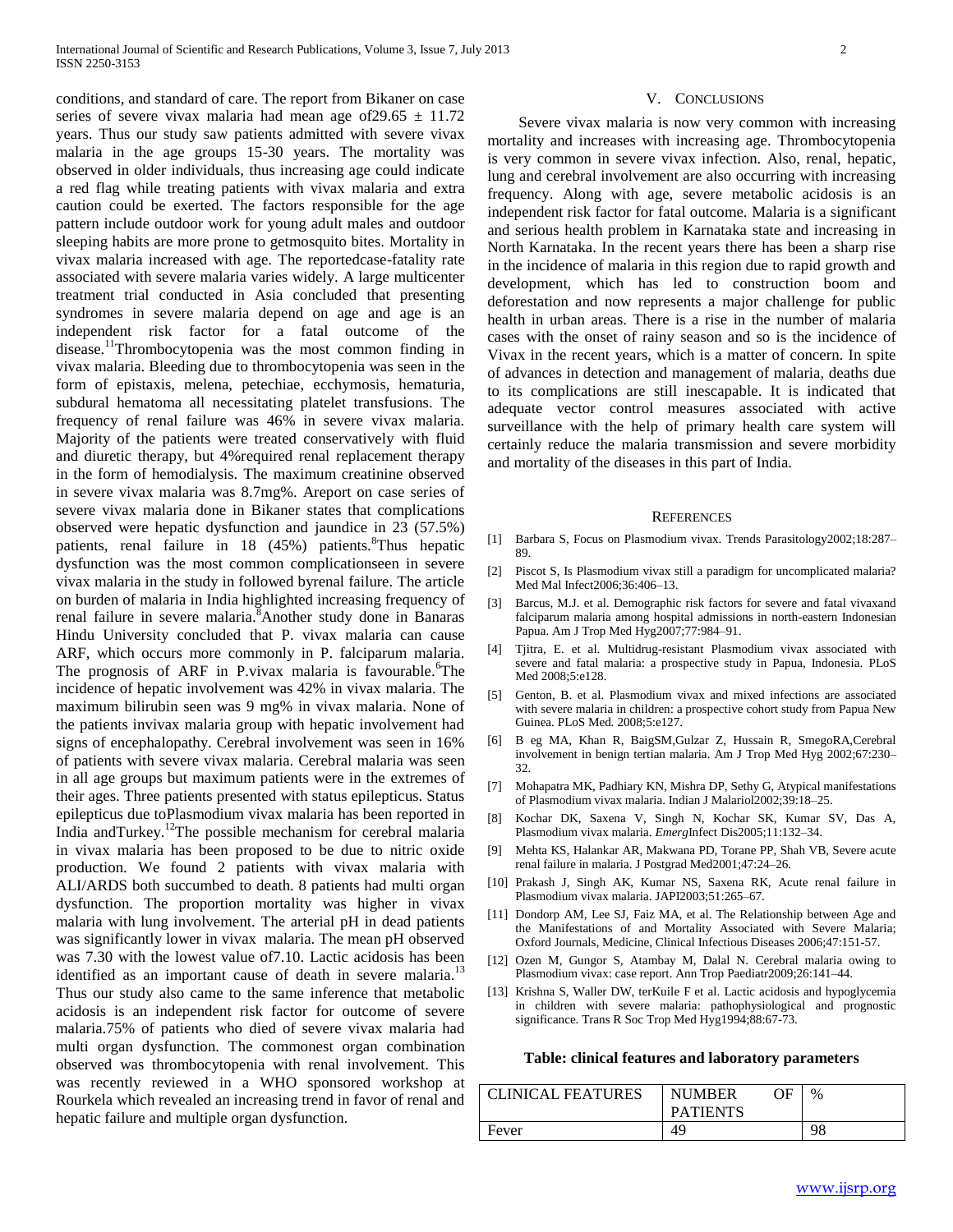conditions, and standard of care. The report from Bikaner on case series of severe vivax malaria had mean age of29.65 ± 11.72 years. Thus our study saw patients admitted with severe vivax malaria in the age groups 15-30 years. The mortality was observed in older individuals, thus increasing age could indicate a red flag while treating patients with vivax malaria and extra caution could be exerted. The factors responsible for the age pattern include outdoor work for young adult males and outdoor sleeping habits are more prone to getmosquito bites. Mortality in vivax malaria increased with age. The reportedcase-fatality rate associated with severe malaria varies widely. A large multicenter treatment trial conducted in Asia concluded that presenting syndromes in severe malaria depend on age and age is an independent risk factor for a fatal outcome of the disease.[11]Thrombocytopenia was the most common finding in vivax malaria. Bleeding due to thrombocytopenia was seen in the form of epistaxis, melena, petechiae, ecchymosis, hematuria, subdural hematoma all necessitating platelet transfusions. The frequency of renal failure was 46% in severe vivax malaria. Majority of the patients were treated conservatively with fluid and diuretic therapy, but 4%required renal replacement therapy in the form of hemodialysis. The maximum creatinine observed in severe vivax malaria was 8.7mg%. Areport on case series of severe vivax malaria done in Bikaner states that complications observed were hepatic dysfunction and jaundice in 23 (57.5%) patients, renal failure in 18 (45%) patients.[8]Thus hepatic dysfunction was the most common complicationseen in severe vivax malaria in the study in followed byrenal failure. The article on burden of malaria in India highlighted increasing frequency of renal failure in severe malaria.[8]Another study done in Banaras Hindu University concluded that P. vivax malaria can cause ARF, which occurs more commonly in P. falciparum malaria. The prognosis of ARF in P.vivax malaria is favourable.[6]The incidence of hepatic involvement was 42% in vivax malaria. The maximum bilirubin seen was 9 mg% in vivax malaria. None of the patients invivax malaria group with hepatic involvement had signs of encephalopathy. Cerebral involvement was seen in 16% of patients with severe vivax malaria. Cerebral malaria was seen in all age groups but maximum patients were in the extremes of their ages. Three patients presented with status epilepticus. Status epilepticus due toPlasmodium vivax malaria has been reported in India andTurkey.[12]The possible mechanism for cerebral malaria in vivax malaria has been proposed to be due to nitric oxide production. We found 2 patients with vivax malaria with ALI/ARDS both succumbed to death. 8 patients had multi organ dysfunction. The proportion mortality was higher in vivax malaria with lung involvement. The arterial pH in dead patients was significantly lower in vivax malaria. The mean pH observed was 7.30 with the lowest value of7.10. Lactic acidosis has been identified as an important cause of death in severe malaria.[13] Thus our study also came to the same inference that metabolic acidosis is an independent risk factor for outcome of severe malaria.75% of patients who died of severe vivax malaria had multi organ dysfunction. The commonest organ combination observed was thrombocytopenia with renal involvement. This was recently reviewed in a WHO sponsored workshop at Rourkela which revealed an increasing trend in favor of renal and hepatic failure and multiple organ dysfunction.

## V. Conclusions

Severe vivax malaria is now very common with increasing mortality and increases with increasing age. Thrombocytopenia is very common in severe vivax infection. Also, renal, hepatic, lung and cerebral involvement are also occurring with increasing frequency. Along with age, severe metabolic acidosis is an independent risk factor for fatal outcome. Malaria is a significant and serious health problem in Karnataka state and increasing in North Karnataka. In the recent years there has been a sharp rise in the incidence of malaria in this region due to rapid growth and development, which has led to construction boom and deforestation and now represents a major challenge for public health in urban areas. There is a rise in the number of malaria cases with the onset of rainy season and so is the incidence of Vivax in the recent years, which is a matter of concern. In spite of advances in detection and management of malaria, deaths due to its complications are still inescapable. It is indicated that adequate vector control measures associated with active surveillance with the help of primary health care system will certainly reduce the malaria transmission and severe morbidity and mortality of the diseases in this part of India.

## References

[1] Barbara S, Focus on Plasmodium vivax. Trends Parasitology2002;18:287–89.

[2] Piscot S, Is Plasmodium vivax still a paradigm for uncomplicated malaria? Med Mal Infect2006;36:406–13.

[3] Barcus, M.J. et al. Demographic risk factors for severe and fatal vivaxand falciparum malaria among hospital admissions in north-eastern Indonesian Papua. Am J Trop Med Hyg2007;77:984–91.

[4] Tjitra, E. et al. Multidrug-resistant Plasmodium vivax associated with severe and fatal malaria: a prospective study in Papua, Indonesia. PLoS Med 2008;5:e128.

[5] Genton, B. et al. Plasmodium vivax and mixed infections are associated with severe malaria in children: a prospective cohort study from Papua New Guinea. PLoS Med. 2008;5:e127.

[6] B eg MA, Khan R, BaigSM,Gulzar Z, Hussain R, SmegoRA,Cerebral involvement in benign tertian malaria. Am J Trop Med Hyg 2002;67:230–32.

[7] Mohapatra MK, Padhiary KN, Mishra DP, Sethy G, Atypical manifestations of Plasmodium vivax malaria. Indian J Malariol2002;39:18–25.

[8] Kochar DK, Saxena V, Singh N, Kochar SK, Kumar SV, Das A, Plasmodium vivax malaria. *Emerg*Infect Dis2005;11:132–34.

[9] Mehta KS, Halankar AR, Makwana PD, Torane PP, Shah VB, Severe acute renal failure in malaria. J Postgrad Med2001;47:24–26.

[10] Prakash J, Singh AK, Kumar NS, Saxena RK, Acute renal failure in Plasmodium vivax malaria. JAPI2003;51:265–67.

[11] Dondorp AM, Lee SJ, Faiz MA, et al. The Relationship between Age and the Manifestations of and Mortality Associated with Severe Malaria; Oxford Journals, Medicine, Clinical Infectious Diseases 2006;47:151-57.

[12] Ozen M, Gungor S, Atambay M, Dalal N. Cerebral malaria owing to Plasmodium vivax: case report. Ann Trop Paediatr2009;26:141–44.

[13] Krishna S, Waller DW, terKuile F et al. Lactic acidosis and hypoglycemia in children with severe malaria: pathophysiological and prognostic significance. Trans R Soc Trop Med Hyg1994;88:67-73.

**Table: clinical features and laboratory parameters**

| CLINICAL FEATURES | NUMBER OF PATIENTS | % |
|---|---|---|
| Fever | 49 | 98 |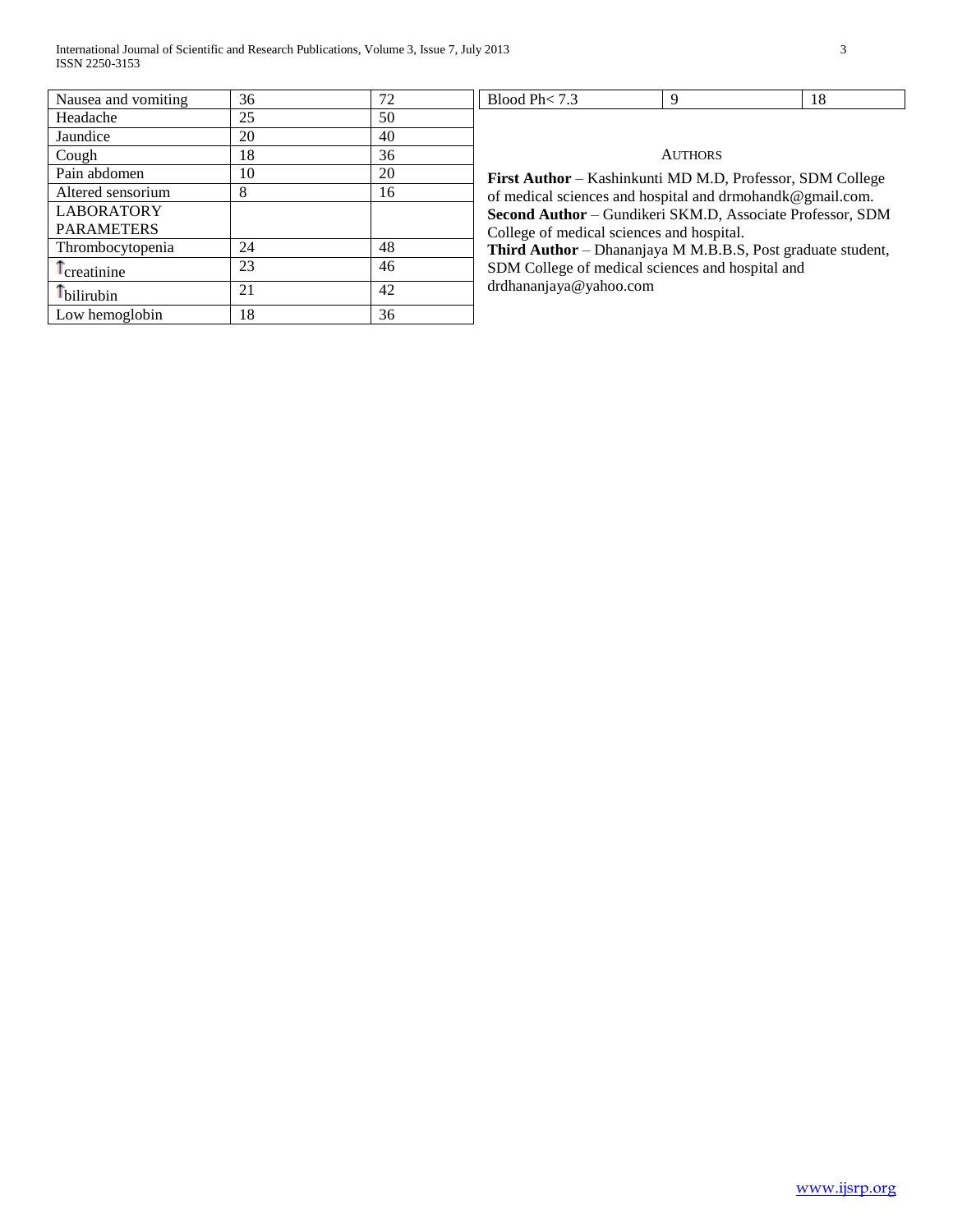| | | |
|---|---|---|
| Nausea and vomiting | 36 | 72 |
| Headache | 25 | 50 |
| Jaundice | 20 | 40 |
| Cough | 18 | 36 |
| Pain abdomen | 10 | 20 |
| Altered sensorium | 8 | 16 |
| LABORATORY PARAMETERS | | |
| Thrombocytopenia | 24 | 48 |
| ↑creatinine | 23 | 46 |
| ↑bilirubin | 21 | 42 |
| Low hemoglobin | 18 | 36 |
| Blood Ph< 7.3 | 9 | 18 |

## AUTHORS

**First Author** – Kashinkunti MD M.D, Professor, SDM College of medical sciences and hospital and drmohandk@gmail.com.
**Second Author** – Gundikeri SKM.D, Associate Professor, SDM College of medical sciences and hospital.
**Third Author** – Dhananjaya M M.B.B.S, Post graduate student, SDM College of medical sciences and hospital and drdhananjaya@yahoo.com